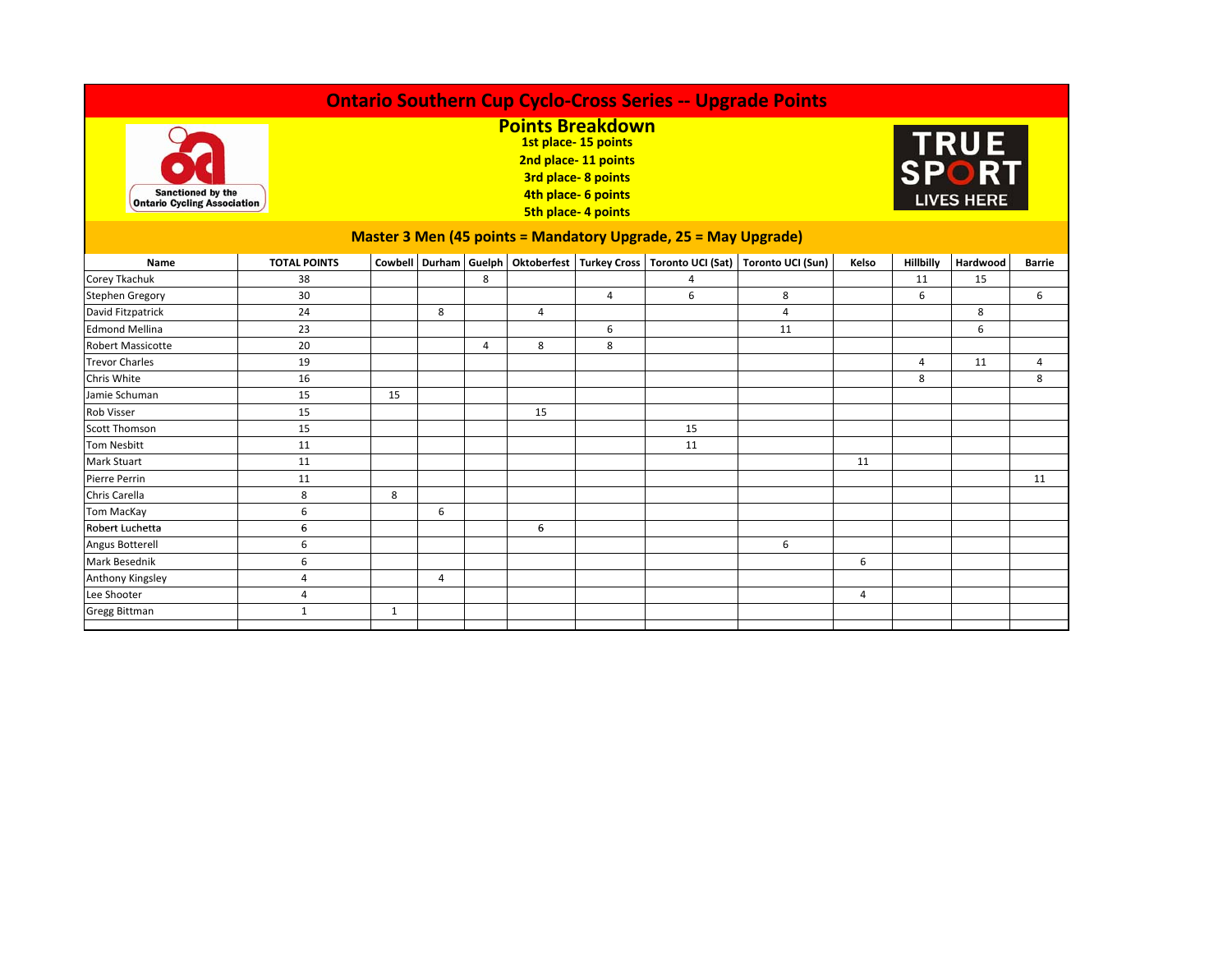# Ontario Southern Cup Cyclo-Cross Series -- Upgrade Points

Sanctioned by the Ontario Cycling Association

## Points Breakdown

**1st place- 15 points**
**2nd place- 11 points**
**3rd place- 8 points**
**4th place- 6 points**
**5th place- 4 points**

TRUE SPORT LIVES HERE

### Master 3 Men (45 points = Mandatory Upgrade, 25 = May Upgrade)

| Name | TOTAL POINTS | Cowbell | Durham | Guelph | Oktoberfest | Turkey Cross | Toronto UCI (Sat) | Toronto UCI (Sun) | Kelso | Hillbilly | Hardwood | Barrie |
|---|---|---|---|---|---|---|---|---|---|---|---|---|
| Corey Tkachuk | 38 | | | 8 | | | 4 | | | 11 | 15 | |
| Stephen Gregory | 30 | | | | | 4 | 6 | 8 | | 6 | | 6 |
| David Fitzpatrick | 24 | | 8 | | 4 | | | 4 | | | 8 | |
| Edmond Mellina | 23 | | | | | 6 | | 11 | | | 6 | |
| Robert Massicotte | 20 | | | 4 | 8 | 8 | | | | | | |
| Trevor Charles | 19 | | | | | | | | | 4 | 11 | 4 |
| Chris White | 16 | | | | | | | | | 8 | | 8 |
| Jamie Schuman | 15 | 15 | | | | | | | | | | |
| Rob Visser | 15 | | | | 15 | | | | | | | |
| Scott Thomson | 15 | | | | | | 15 | | | | | |
| Tom Nesbitt | 11 | | | | | | 11 | | | | | |
| Mark Stuart | 11 | | | | | | | | 11 | | | |
| Pierre Perrin | 11 | | | | | | | | | | | 11 |
| Chris Carella | 8 | 8 | | | | | | | | | | |
| Tom MacKay | 6 | | 6 | | | | | | | | | |
| Robert Luchetta | 6 | | | | 6 | | | | | | | |
| Angus Botterell | 6 | | | | | | | 6 | | | | |
| Mark Besednik | 6 | | | | | | | | 6 | | | |
| Anthony Kingsley | 4 | | 4 | | | | | | | | | |
| Lee Shooter | 4 | | | | | | | | 4 | | | |
| Gregg Bittman | 1 | 1 | | | | | | | | | | |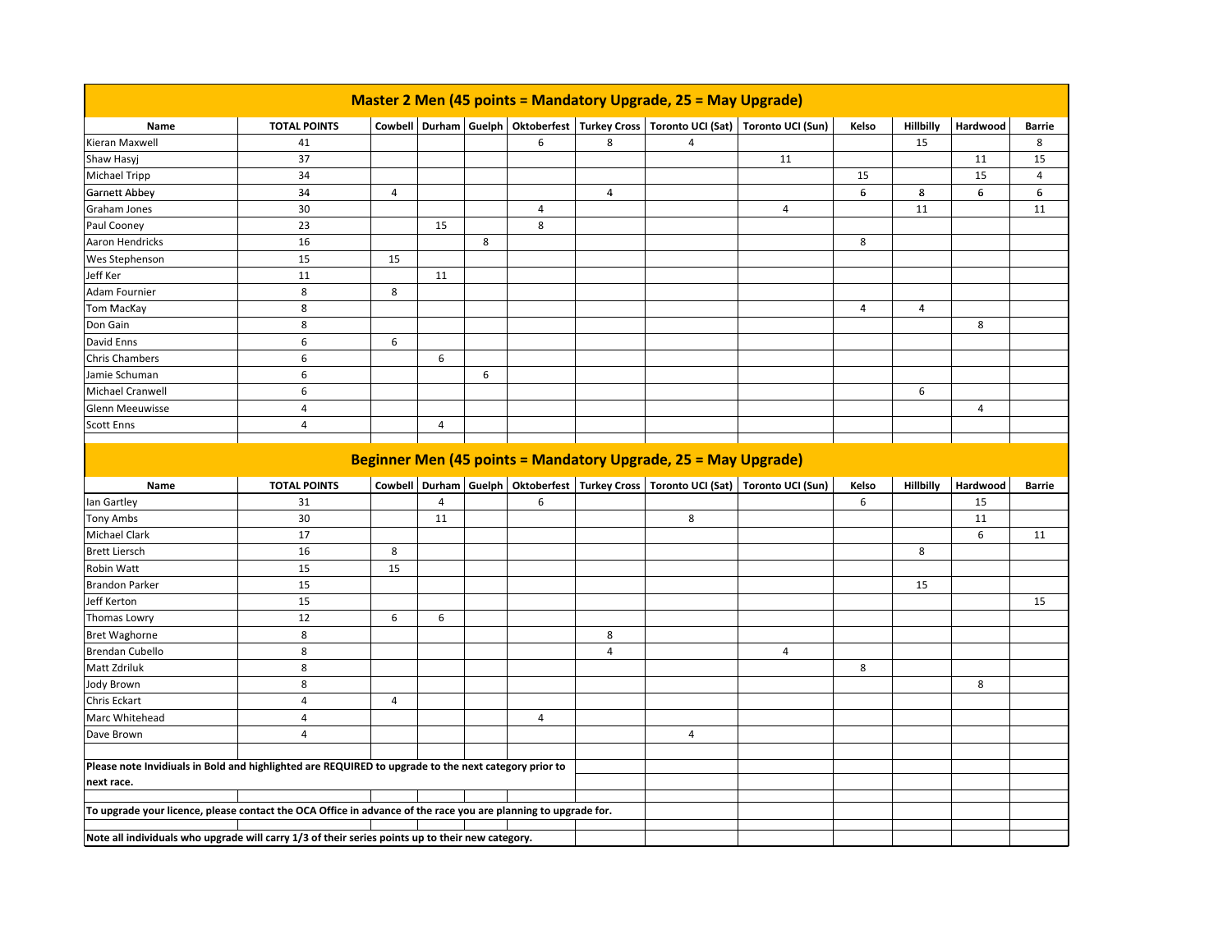## Master 2 Men (45 points = Mandatory Upgrade, 25 = May Upgrade)

| Name | TOTAL POINTS | Cowbell | Durham | Guelph | Oktoberfest | Turkey Cross | Toronto UCI (Sat) | Toronto UCI (Sun) | Kelso | Hillbilly | Hardwood | Barrie |
|---|---|---|---|---|---|---|---|---|---|---|---|---|
| Kieran Maxwell | 41 | | | | 6 | 8 | 4 | | | 15 | | 8 |
| Shaw Hasyj | 37 | | | | | | | 11 | | | 11 | 15 |
| Michael Tripp | 34 | | | | | | | | 15 | | 15 | 4 |
| Garnett Abbey | 34 | 4 | | | | 4 | | | 6 | 8 | 6 | 6 |
| Graham Jones | 30 | | | | 4 | | | 4 | | 11 | | 11 |
| Paul Cooney | 23 | | 15 | | 8 | | | | | | | |
| Aaron Hendricks | 16 | | | 8 | | | | | 8 | | | |
| Wes Stephenson | 15 | 15 | | | | | | | | | | |
| Jeff Ker | 11 | | 11 | | | | | | | | | |
| Adam Fournier | 8 | 8 | | | | | | | | | | |
| Tom MacKay | 8 | | | | | | | | 4 | 4 | | |
| Don Gain | 8 | | | | | | | | | | 8 | |
| David Enns | 6 | 6 | | | | | | | | | | |
| Chris Chambers | 6 | | 6 | | | | | | | | | |
| Jamie Schuman | 6 | | | 6 | | | | | | | | |
| Michael Cranwell | 6 | | | | | | | | | 6 | | |
| Glenn Meeuwisse | 4 | | | | | | | | | | 4 | |
| Scott Enns | 4 | | 4 | | | | | | | | | |

## Beginner Men (45 points = Mandatory Upgrade, 25 = May Upgrade)

| Name | TOTAL POINTS | Cowbell | Durham | Guelph | Oktoberfest | Turkey Cross | Toronto UCI (Sat) | Toronto UCI (Sun) | Kelso | Hillbilly | Hardwood | Barrie |
|---|---|---|---|---|---|---|---|---|---|---|---|---|
| Ian Gartley | 31 | | 4 | | 6 | | | | 6 | | 15 | |
| Tony Ambs | 30 | | 11 | | | | 8 | | | | 11 | |
| Michael Clark | 17 | | | | | | | | | | 6 | 11 |
| Brett Liersch | 16 | 8 | | | | | | | | 8 | | |
| Robin Watt | 15 | 15 | | | | | | | | | | |
| Brandon Parker | 15 | | | | | | | | | 15 | | |
| Jeff Kerton | 15 | | | | | | | | | | | 15 |
| Thomas Lowry | 12 | 6 | 6 | | | | | | | | | |
| Bret Waghorne | 8 | | | | | 8 | | | | | | |
| Brendan Cubello | 8 | | | | | 4 | | 4 | | | | |
| Matt Zdriluk | 8 | | | | | | | | 8 | | | |
| Jody Brown | 8 | | | | | | | | | | 8 | |
| Chris Eckart | 4 | 4 | | | | | | | | | | |
| Marc Whitehead | 4 | | | | 4 | | | | | | | |
| Dave Brown | 4 | | | | | | 4 | | | | | |

**Please note Invidiuals in Bold and highlighted are REQUIRED to upgrade to the next category prior to next race.**

**To upgrade your licence, please contact the OCA Office in advance of the race you are planning to upgrade for.**

**Note all individuals who upgrade will carry 1/3 of their series points up to their new category.**